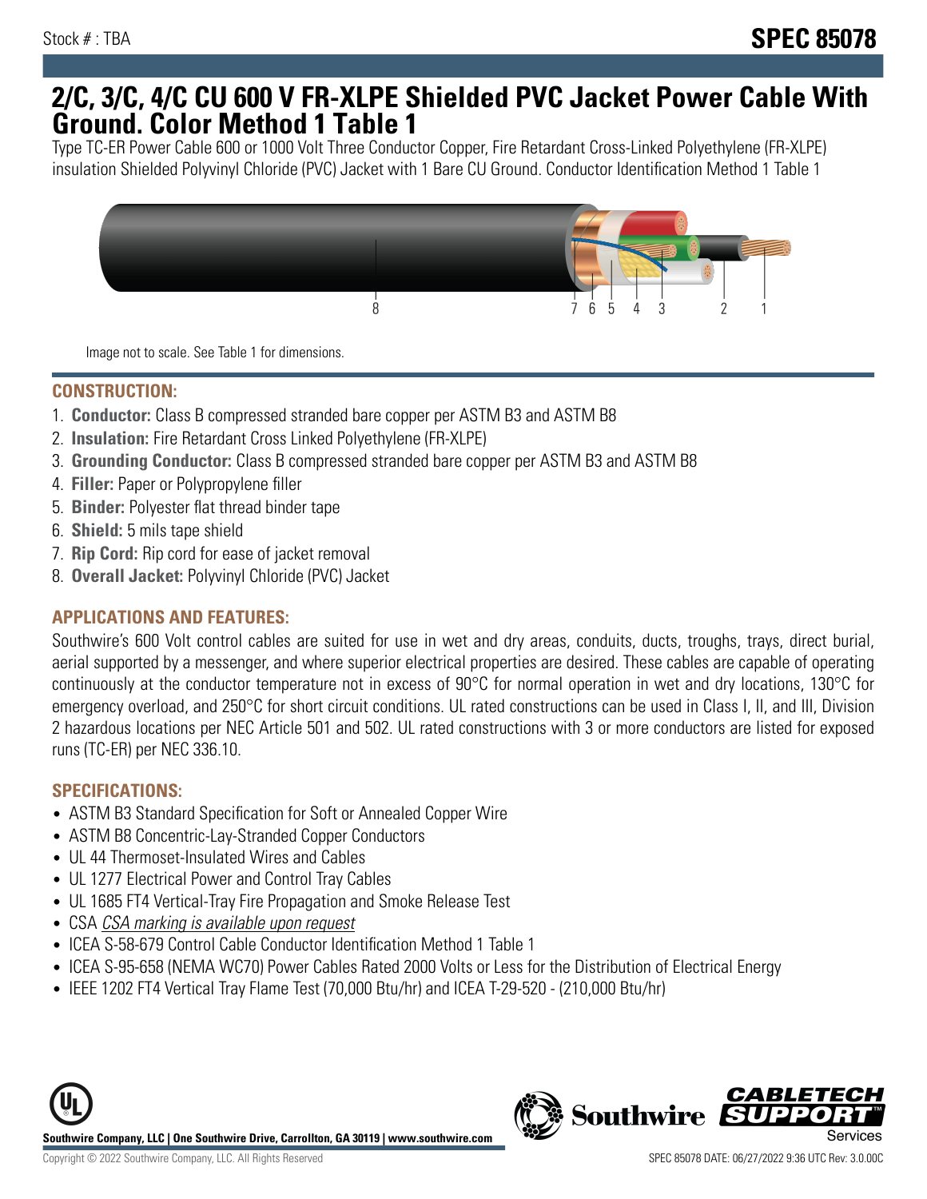Stock # : TBA

# SPEC 85078

# 2/C, 3/C, 4/C CU 600 V FR-XLPE Shielded PVC Jacket Power Cable With Ground. Color Method 1 Table 1

Type TC-ER Power Cable 600 or 1000 Volt Three Conductor Copper, Fire Retardant Cross-Linked Polyethylene (FR-XLPE) insulation Shielded Polyvinyl Chloride (PVC) Jacket with 1 Bare CU Ground. Conductor Identification Method 1 Table 1

8 7 6 5 4 3 2 1

Image not to scale. See Table 1 for dimensions.

## CONSTRUCTION:

1. **Conductor:** Class B compressed stranded bare copper per ASTM B3 and ASTM B8
2. **Insulation:** Fire Retardant Cross Linked Polyethylene (FR-XLPE)
3. **Grounding Conductor:** Class B compressed stranded bare copper per ASTM B3 and ASTM B8
4. **Filler:** Paper or Polypropylene filler
5. **Binder:** Polyester flat thread binder tape
6. **Shield:** 5 mils tape shield
7. **Rip Cord:** Rip cord for ease of jacket removal
8. **Overall Jacket:** Polyvinyl Chloride (PVC) Jacket

## APPLICATIONS AND FEATURES:

Southwire's 600 Volt control cables are suited for use in wet and dry areas, conduits, ducts, troughs, trays, direct burial, aerial supported by a messenger, and where superior electrical properties are desired. These cables are capable of operating continuously at the conductor temperature not in excess of 90°C for normal operation in wet and dry locations, 130°C for emergency overload, and 250°C for short circuit conditions. UL rated constructions can be used in Class I, II, and III, Division 2 hazardous locations per NEC Article 501 and 502. UL rated constructions with 3 or more conductors are listed for exposed runs (TC-ER) per NEC 336.10.

## SPECIFICATIONS:

- ASTM B3 Standard Specification for Soft or Annealed Copper Wire
- ASTM B8 Concentric-Lay-Stranded Copper Conductors
- UL 44 Thermoset-Insulated Wires and Cables
- UL 1277 Electrical Power and Control Tray Cables
- UL 1685 FT4 Vertical-Tray Fire Propagation and Smoke Release Test
- CSA *CSA marking is available upon request*
- ICEA S-58-679 Control Cable Conductor Identification Method 1 Table 1
- ICEA S-95-658 (NEMA WC70) Power Cables Rated 2000 Volts or Less for the Distribution of Electrical Energy
- IEEE 1202 FT4 Vertical Tray Flame Test (70,000 Btu/hr) and ICEA T-29-520 - (210,000 Btu/hr)

**Southwire Company, LLC | One Southwire Drive, Carrollton, GA 30119 | www.southwire.com**

Copyright © 2022 Southwire Company, LLC. All Rights Reserved

SPEC 85078 DATE: 06/27/2022 9:36 UTC Rev: 3.0.00C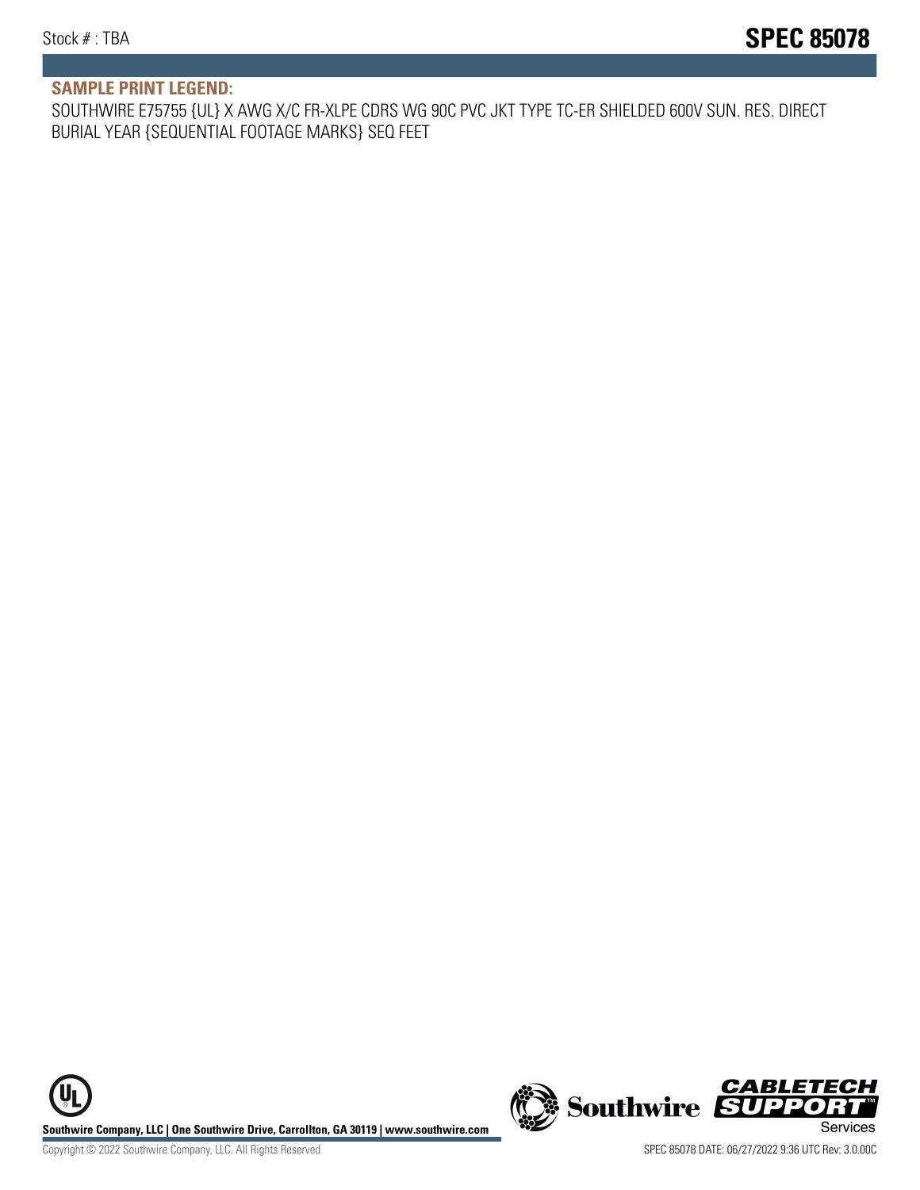## SAMPLE PRINT LEGEND:

SOUTHWIRE E75755 {UL} X AWG X/C FR-XLPE CDRS WG 90C PVC JKT TYPE TC-ER SHIELDED 600V SUN. RES. DIRECT BURIAL YEAR {SEQUENTIAL FOOTAGE MARKS} SEQ FEET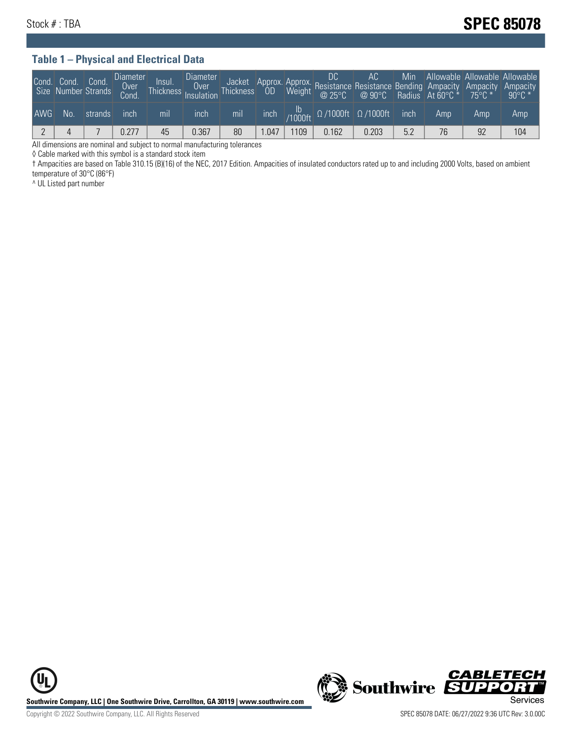### Table 1 – Physical and Electrical Data

| Cond. Size | Cond. Number | Cond. Strands | Diameter Over Cond. | Insul. Thickness | Diameter Over Insulation | Jacket Thickness | Approx. OD | Approx. Weight | DC Resistance @ 25°C | AC Resistance @ 90°C | Min Bending Radius | Allowable Ampacity At 60°C * | Allowable Ampacity 75°C * | Allowable Ampacity 90°C * |
|---|---|---|---|---|---|---|---|---|---|---|---|---|---|---|
| AWG | No. | strands | inch | mil | inch | mil | inch | lb /1000ft | Ω /1000ft | Ω /1000ft | inch | Amp | Amp | Amp |
| 2 | 4 | 7 | 0.277 | 45 | 0.367 | 80 | 1.047 | 1109 | 0.162 | 0.203 | 5.2 | 76 | 92 | 104 |

All dimensions are nominal and subject to normal manufacturing tolerances

◊ Cable marked with this symbol is a standard stock item

† Ampacities are based on Table 310.15 (B)(16) of the NEC, 2017 Edition. Ampacities of insulated conductors rated up to and including 2000 Volts, based on ambient temperature of 30°C (86°F)

^ UL Listed part number

**Southwire Company, LLC | One Southwire Drive, Carrollton, GA 30119 | www.southwire.com**

Copyright © 2022 Southwire Company, LLC. All Rights Reserved

SPEC 85078 DATE: 06/27/2022 9:36 UTC Rev: 3.0.00C